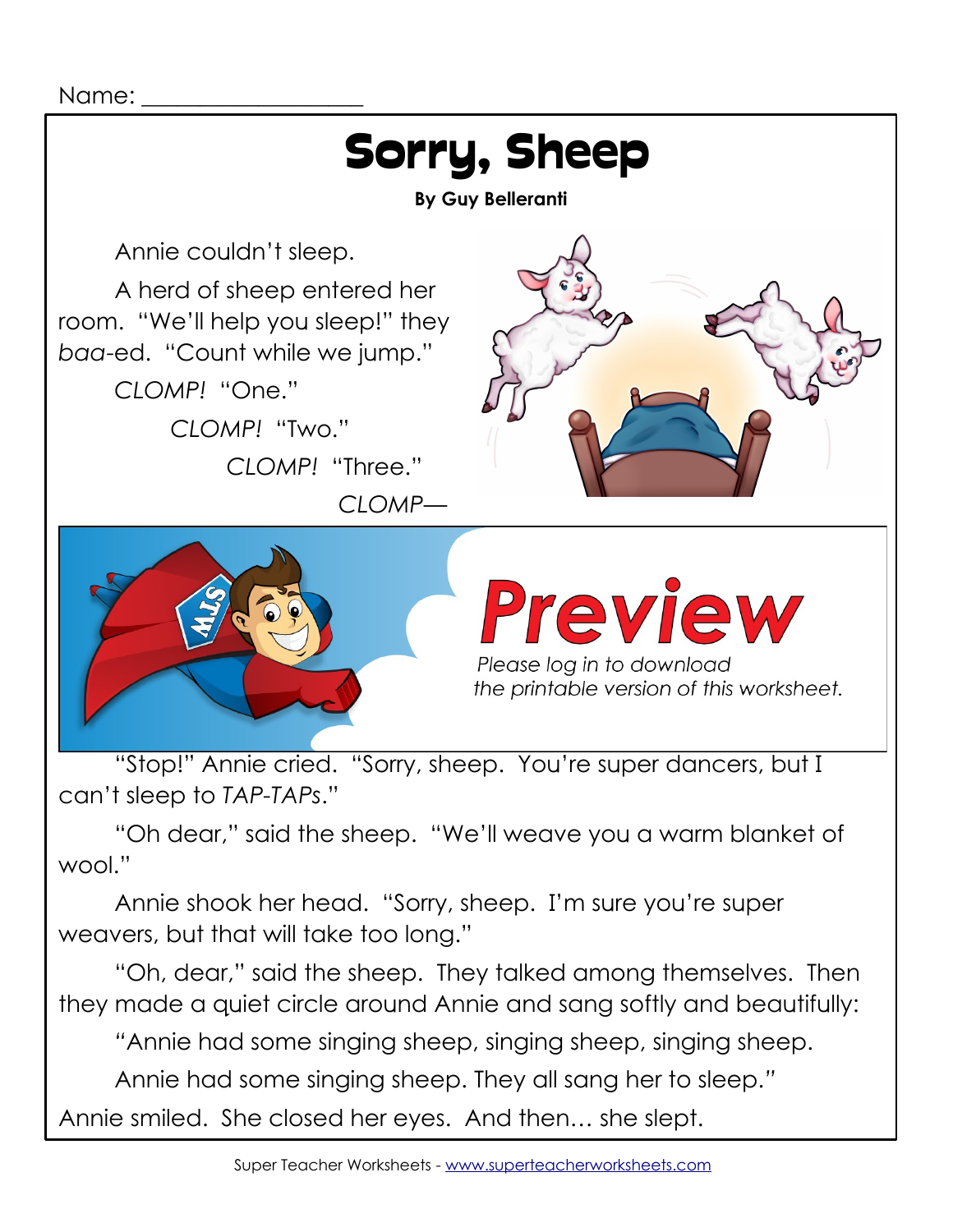Name: ___________________

# Sorry, Sheep

**By Guy Belleranti**

Annie couldn't sleep.

A herd of sheep entered her room. "We'll help you sleep!" they *baa*-ed. "Count while we jump."

*CLOMP!* "One."

*CLOMP!* "Two."

*CLOMP!* "Three."

*CLOMP*—

**Preview**

*Please log in to download the printable version of this worksheet.*

"Stop!" Annie cried. "Sorry, sheep. You're super dancers, but I can't sleep to *TAP-TAPs*."

"Oh dear," said the sheep. "We'll weave you a warm blanket of wool."

Annie shook her head. "Sorry, sheep. I'm sure you're super weavers, but that will take too long."

"Oh, dear," said the sheep. They talked among themselves. Then they made a quiet circle around Annie and sang softly and beautifully:

"Annie had some singing sheep, singing sheep, singing sheep.

Annie had some singing sheep. They all sang her to sleep."

Annie smiled. She closed her eyes. And then… she slept.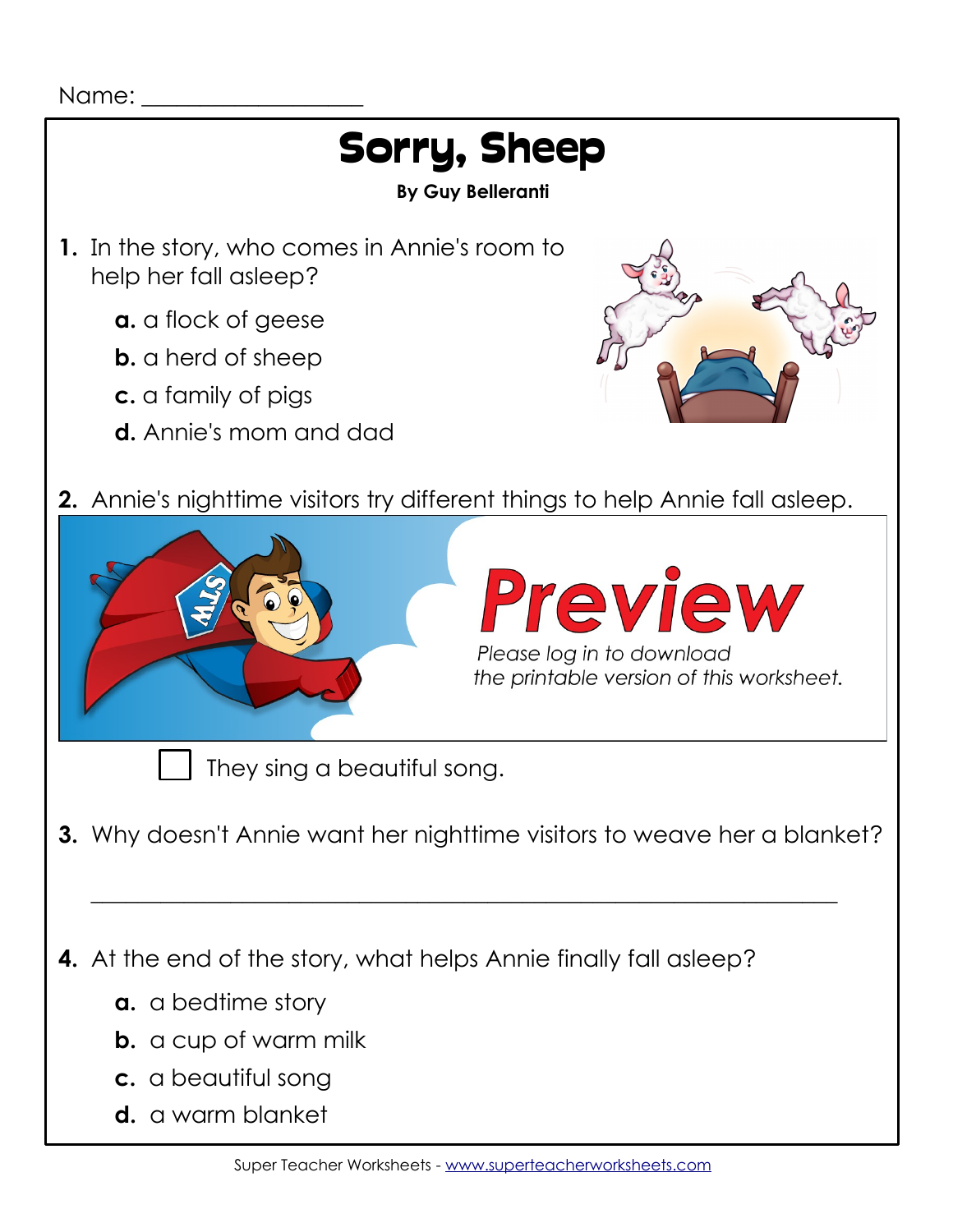Name: ___________________

# Sorry, Sheep

**By Guy Belleranti**

**1.** In the story, who comes in Annie's room to help her fall asleep?

- **a.** a flock of geese
- **b.** a herd of sheep
- **c.** a family of pigs
- **d.** Annie's mom and dad

**2.** Annie's nighttime visitors try different things to help Annie fall asleep.

Preview

*Please log in to download the printable version of this worksheet.*

☐ They sing a beautiful song.

**3.** Why doesn't Annie want her nighttime visitors to weave her a blanket?

_______________________________________________________________

**4.** At the end of the story, what helps Annie finally fall asleep?

- **a.** a bedtime story
- **b.** a cup of warm milk
- **c.** a beautiful song
- **d.** a warm blanket

Super Teacher Worksheets - www.superteacherworksheets.com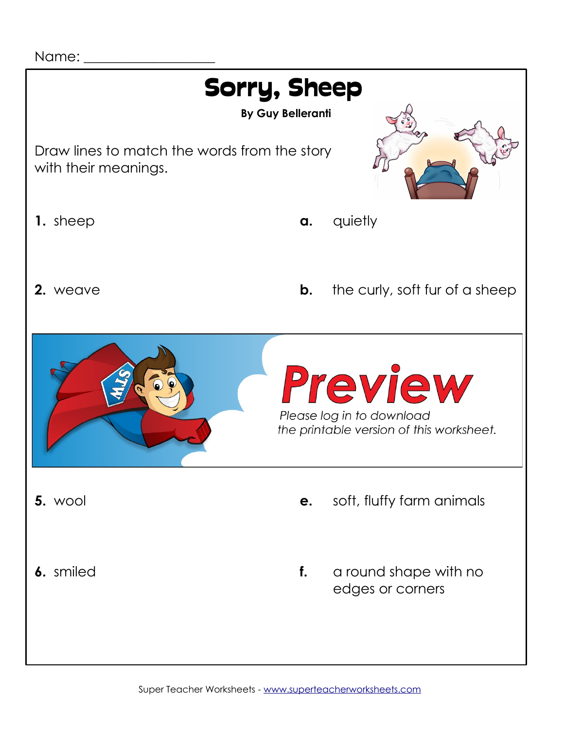Name: ___________________

# Sorry, Sheep

**By Guy Belleranti**

Draw lines to match the words from the story with their meanings.

**1.** sheep **a.** quietly

**2.** weave **b.** the curly, soft fur of a sheep

*Preview*

*Please log in to download the printable version of this worksheet.*

**5.** wool **e.** soft, fluffy farm animals

**6.** smiled **f.** a round shape with no edges or corners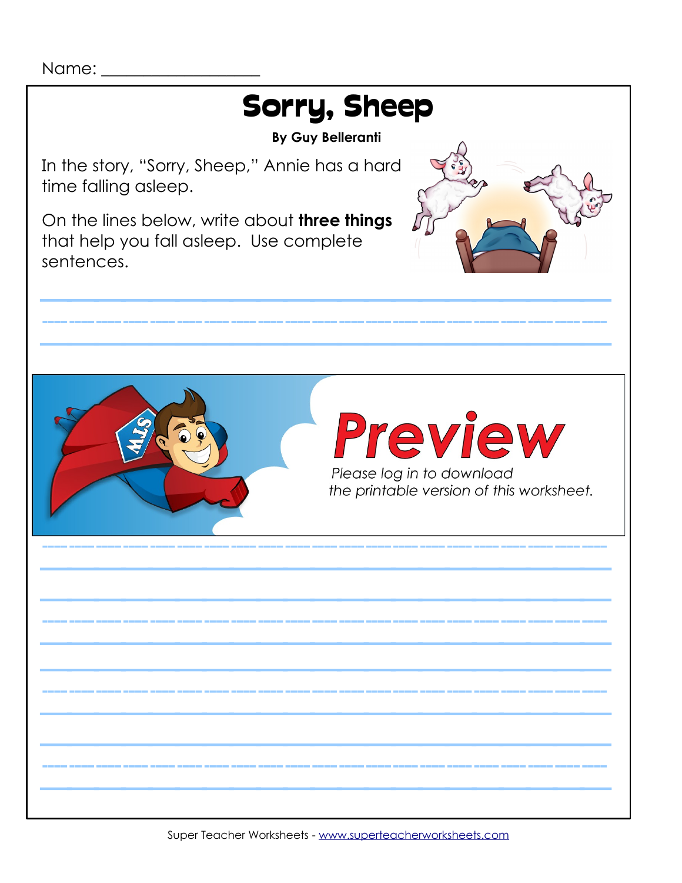Name: ___________________

# Sorry, Sheep

**By Guy Belleranti**

In the story, "Sorry, Sheep," Annie has a hard time falling asleep.

On the lines below, write about **three things** that help you fall asleep. Use complete sentences.

Preview

*Please log in to download the printable version of this worksheet.*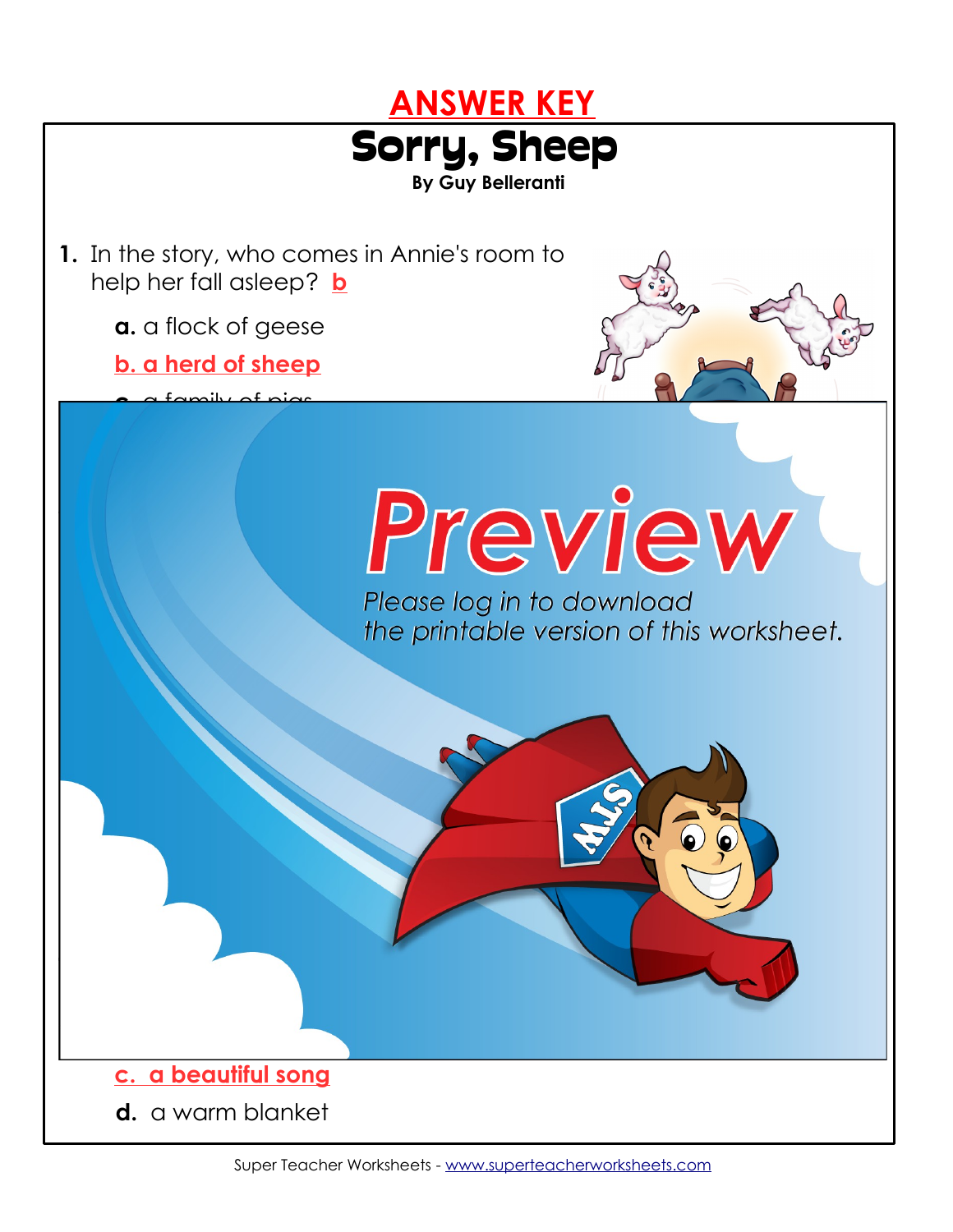ANSWER KEY

# Sorry, Sheep

**By Guy Belleranti**

1. In the story, who comes in Annie's room to help her fall asleep? b

   **a.** a flock of geese

   **b. a herd of sheep**

   c. a family of pigs

Preview

*Please log in to download the printable version of this worksheet.*

   **c. a beautiful song**

   **d.** a warm blanket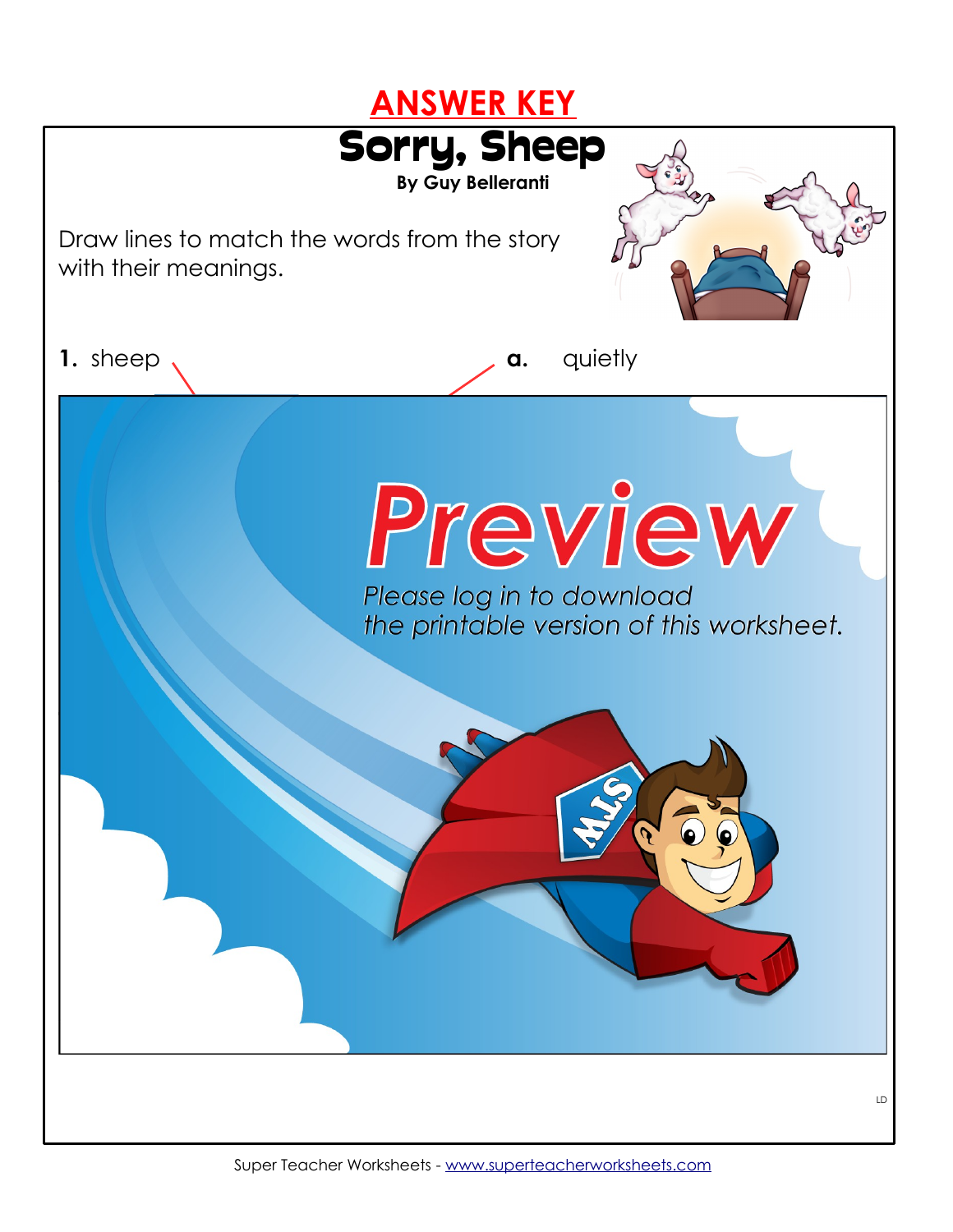# ANSWER KEY

## Sorry, Sheep

**By Guy Belleranti**

Draw lines to match the words from the story with their meanings.

**1.** sheep **a.** quietly

*Preview*

*Please log in to download the printable version of this worksheet.*

LD

Super Teacher Worksheets - www.superteacherworksheets.com